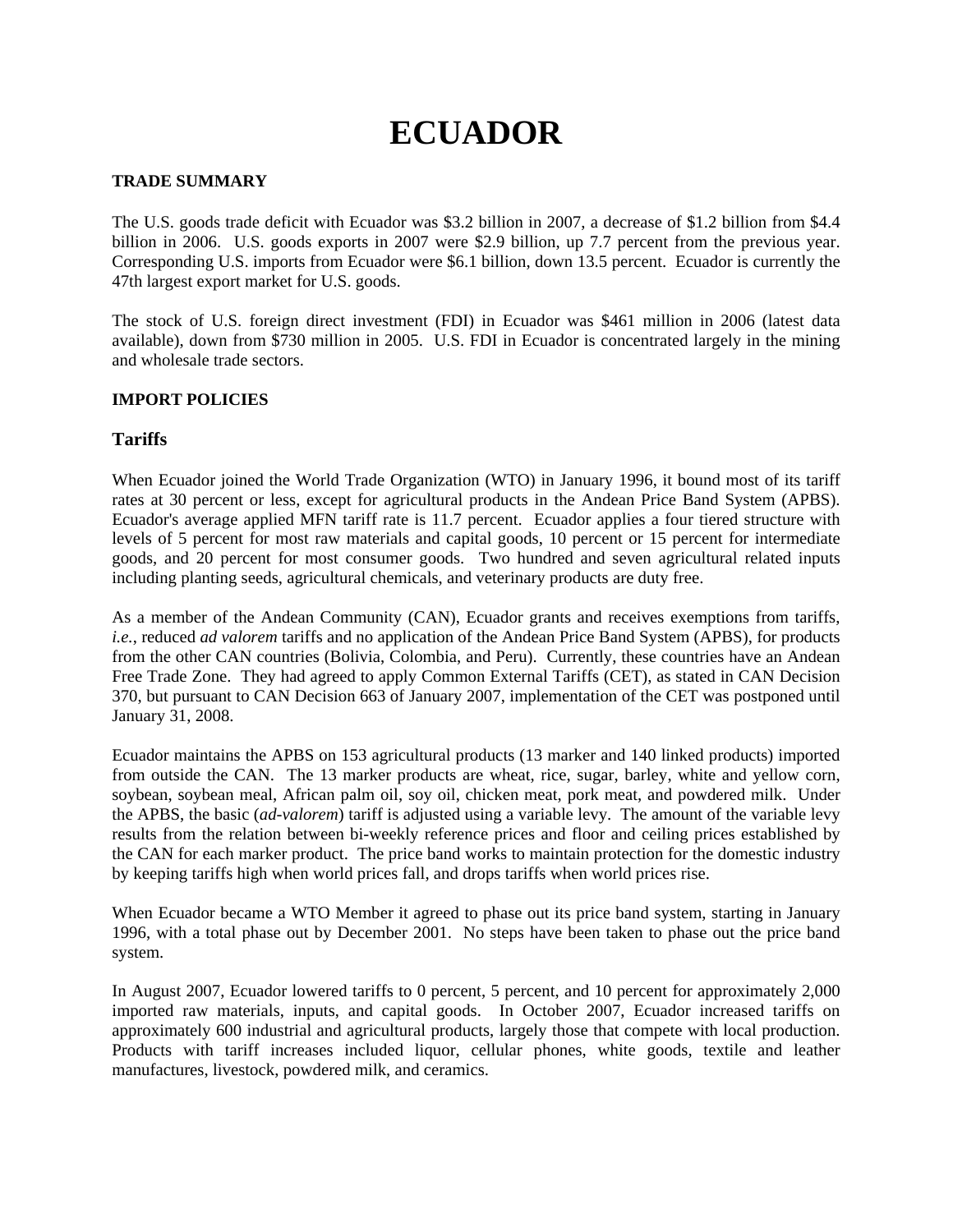# ECUADOR

**TRADE SUMMARY**

The U.S. goods trade deficit with Ecuador was $3.2 billion in 2007, a decrease of $1.2 billion from $4.4 billion in 2006. U.S. goods exports in 2007 were $2.9 billion, up 7.7 percent from the previous year. Corresponding U.S. imports from Ecuador were $6.1 billion, down 13.5 percent. Ecuador is currently the 47th largest export market for U.S. goods.

The stock of U.S. foreign direct investment (FDI) in Ecuador was $461 million in 2006 (latest data available), down from $730 million in 2005. U.S. FDI in Ecuador is concentrated largely in the mining and wholesale trade sectors.

**IMPORT POLICIES**

## Tariffs

When Ecuador joined the World Trade Organization (WTO) in January 1996, it bound most of its tariff rates at 30 percent or less, except for agricultural products in the Andean Price Band System (APBS). Ecuador's average applied MFN tariff rate is 11.7 percent. Ecuador applies a four tiered structure with levels of 5 percent for most raw materials and capital goods, 10 percent or 15 percent for intermediate goods, and 20 percent for most consumer goods. Two hundred and seven agricultural related inputs including planting seeds, agricultural chemicals, and veterinary products are duty free.

As a member of the Andean Community (CAN), Ecuador grants and receives exemptions from tariffs, *i.e.*, reduced *ad valorem* tariffs and no application of the Andean Price Band System (APBS), for products from the other CAN countries (Bolivia, Colombia, and Peru). Currently, these countries have an Andean Free Trade Zone. They had agreed to apply Common External Tariffs (CET), as stated in CAN Decision 370, but pursuant to CAN Decision 663 of January 2007, implementation of the CET was postponed until January 31, 2008.

Ecuador maintains the APBS on 153 agricultural products (13 marker and 140 linked products) imported from outside the CAN. The 13 marker products are wheat, rice, sugar, barley, white and yellow corn, soybean, soybean meal, African palm oil, soy oil, chicken meat, pork meat, and powdered milk. Under the APBS, the basic (*ad-valorem*) tariff is adjusted using a variable levy. The amount of the variable levy results from the relation between bi-weekly reference prices and floor and ceiling prices established by the CAN for each marker product. The price band works to maintain protection for the domestic industry by keeping tariffs high when world prices fall, and drops tariffs when world prices rise.

When Ecuador became a WTO Member it agreed to phase out its price band system, starting in January 1996, with a total phase out by December 2001. No steps have been taken to phase out the price band system.

In August 2007, Ecuador lowered tariffs to 0 percent, 5 percent, and 10 percent for approximately 2,000 imported raw materials, inputs, and capital goods. In October 2007, Ecuador increased tariffs on approximately 600 industrial and agricultural products, largely those that compete with local production. Products with tariff increases included liquor, cellular phones, white goods, textile and leather manufactures, livestock, powdered milk, and ceramics.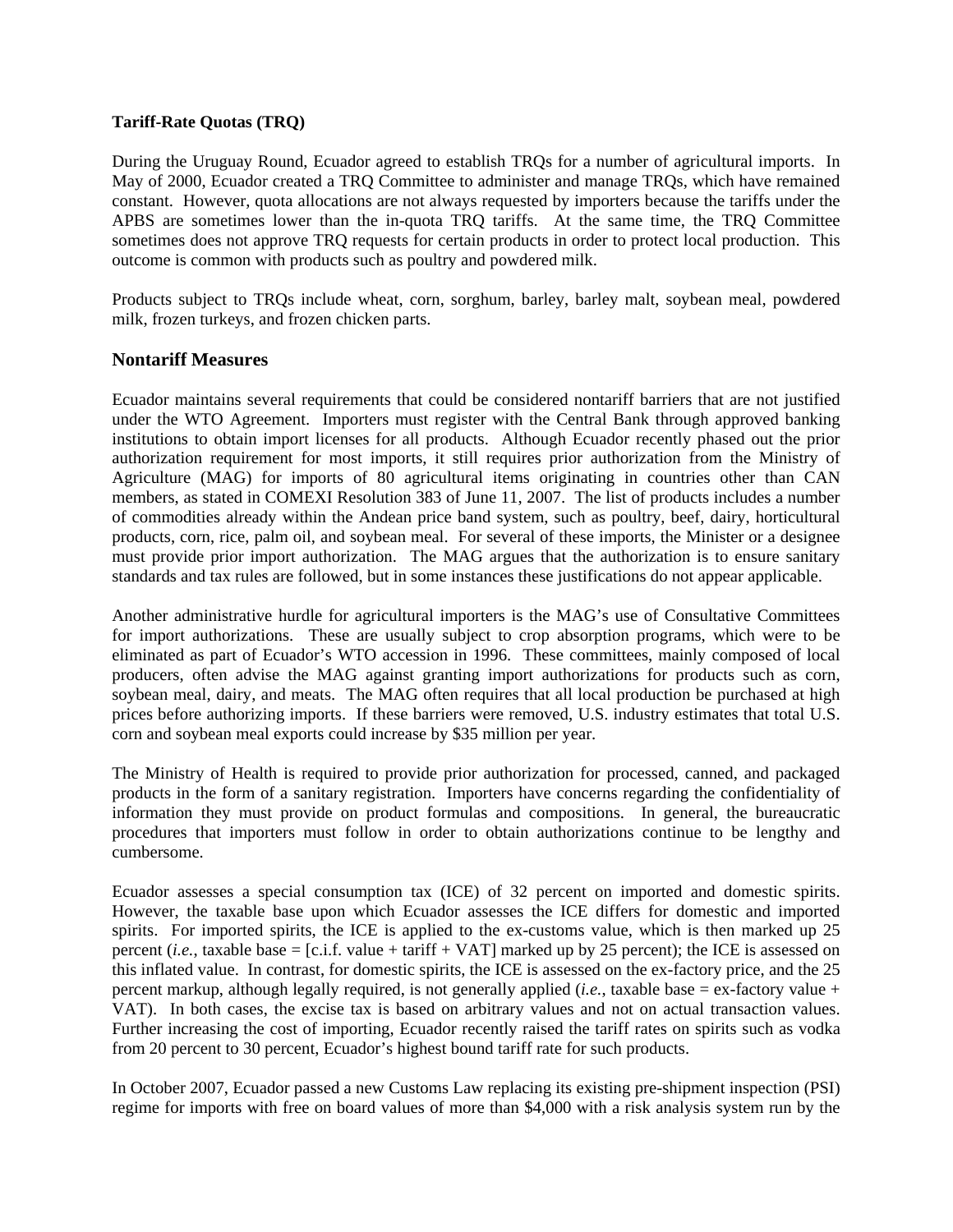**Tariff-Rate Quotas (TRQ)**

During the Uruguay Round, Ecuador agreed to establish TRQs for a number of agricultural imports. In May of 2000, Ecuador created a TRQ Committee to administer and manage TRQs, which have remained constant. However, quota allocations are not always requested by importers because the tariffs under the APBS are sometimes lower than the in-quota TRQ tariffs. At the same time, the TRQ Committee sometimes does not approve TRQ requests for certain products in order to protect local production. This outcome is common with products such as poultry and powdered milk.

Products subject to TRQs include wheat, corn, sorghum, barley, barley malt, soybean meal, powdered milk, frozen turkeys, and frozen chicken parts.

## Nontariff Measures

Ecuador maintains several requirements that could be considered nontariff barriers that are not justified under the WTO Agreement. Importers must register with the Central Bank through approved banking institutions to obtain import licenses for all products. Although Ecuador recently phased out the prior authorization requirement for most imports, it still requires prior authorization from the Ministry of Agriculture (MAG) for imports of 80 agricultural items originating in countries other than CAN members, as stated in COMEXI Resolution 383 of June 11, 2007. The list of products includes a number of commodities already within the Andean price band system, such as poultry, beef, dairy, horticultural products, corn, rice, palm oil, and soybean meal. For several of these imports, the Minister or a designee must provide prior import authorization. The MAG argues that the authorization is to ensure sanitary standards and tax rules are followed, but in some instances these justifications do not appear applicable.

Another administrative hurdle for agricultural importers is the MAG's use of Consultative Committees for import authorizations. These are usually subject to crop absorption programs, which were to be eliminated as part of Ecuador's WTO accession in 1996. These committees, mainly composed of local producers, often advise the MAG against granting import authorizations for products such as corn, soybean meal, dairy, and meats. The MAG often requires that all local production be purchased at high prices before authorizing imports. If these barriers were removed, U.S. industry estimates that total U.S. corn and soybean meal exports could increase by $35 million per year.

The Ministry of Health is required to provide prior authorization for processed, canned, and packaged products in the form of a sanitary registration. Importers have concerns regarding the confidentiality of information they must provide on product formulas and compositions. In general, the bureaucratic procedures that importers must follow in order to obtain authorizations continue to be lengthy and cumbersome.

Ecuador assesses a special consumption tax (ICE) of 32 percent on imported and domestic spirits. However, the taxable base upon which Ecuador assesses the ICE differs for domestic and imported spirits. For imported spirits, the ICE is applied to the ex-customs value, which is then marked up 25 percent (*i.e.*, taxable base = [c.i.f. value + tariff + VAT] marked up by 25 percent); the ICE is assessed on this inflated value. In contrast, for domestic spirits, the ICE is assessed on the ex-factory price, and the 25 percent markup, although legally required, is not generally applied (*i.e.*, taxable base = ex-factory value + VAT). In both cases, the excise tax is based on arbitrary values and not on actual transaction values. Further increasing the cost of importing, Ecuador recently raised the tariff rates on spirits such as vodka from 20 percent to 30 percent, Ecuador's highest bound tariff rate for such products.

In October 2007, Ecuador passed a new Customs Law replacing its existing pre-shipment inspection (PSI) regime for imports with free on board values of more than $4,000 with a risk analysis system run by the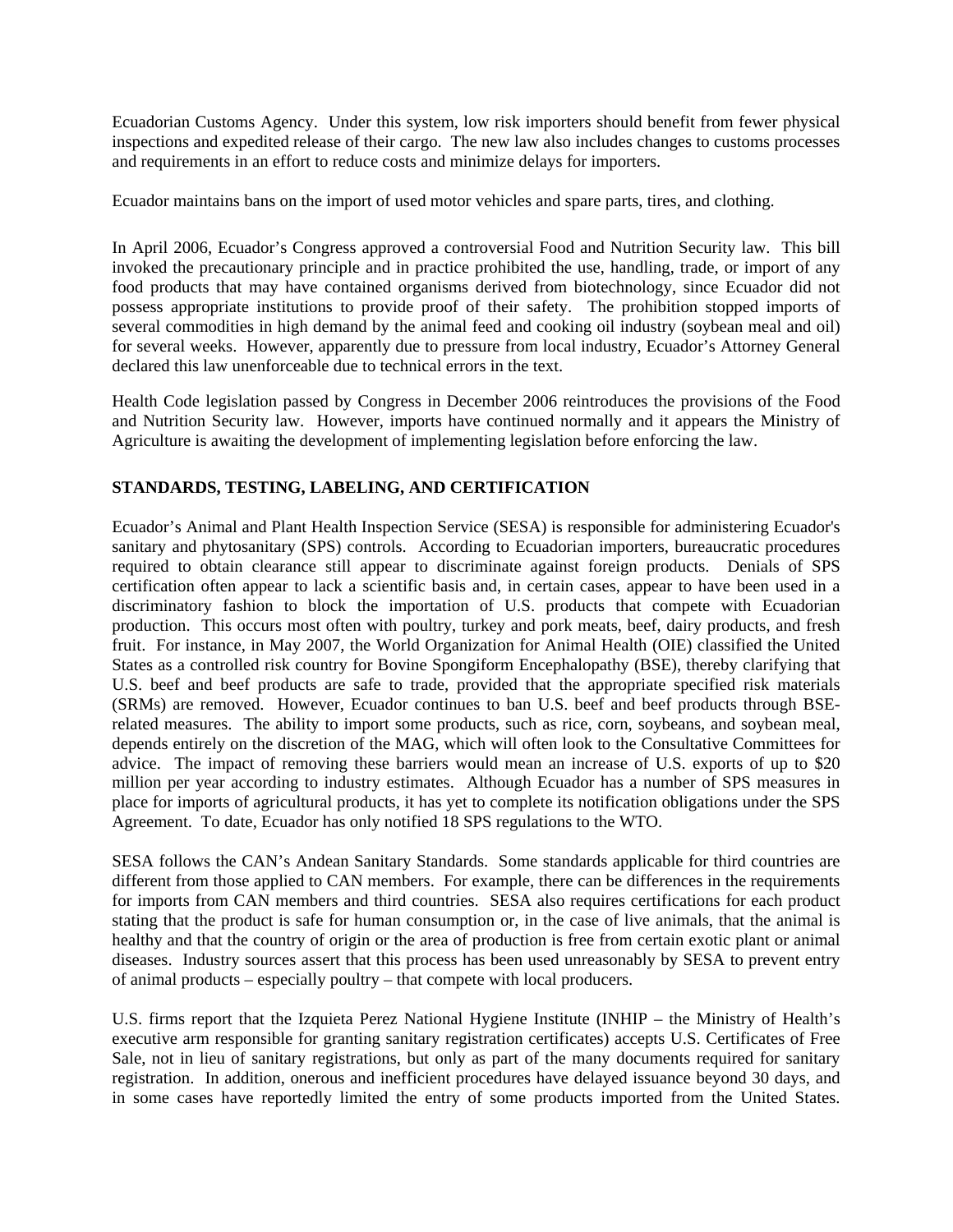Ecuadorian Customs Agency. Under this system, low risk importers should benefit from fewer physical inspections and expedited release of their cargo. The new law also includes changes to customs processes and requirements in an effort to reduce costs and minimize delays for importers.

Ecuador maintains bans on the import of used motor vehicles and spare parts, tires, and clothing.

In April 2006, Ecuador's Congress approved a controversial Food and Nutrition Security law. This bill invoked the precautionary principle and in practice prohibited the use, handling, trade, or import of any food products that may have contained organisms derived from biotechnology, since Ecuador did not possess appropriate institutions to provide proof of their safety. The prohibition stopped imports of several commodities in high demand by the animal feed and cooking oil industry (soybean meal and oil) for several weeks. However, apparently due to pressure from local industry, Ecuador's Attorney General declared this law unenforceable due to technical errors in the text.

Health Code legislation passed by Congress in December 2006 reintroduces the provisions of the Food and Nutrition Security law. However, imports have continued normally and it appears the Ministry of Agriculture is awaiting the development of implementing legislation before enforcing the law.

**STANDARDS, TESTING, LABELING, AND CERTIFICATION**

Ecuador's Animal and Plant Health Inspection Service (SESA) is responsible for administering Ecuador's sanitary and phytosanitary (SPS) controls. According to Ecuadorian importers, bureaucratic procedures required to obtain clearance still appear to discriminate against foreign products. Denials of SPS certification often appear to lack a scientific basis and, in certain cases, appear to have been used in a discriminatory fashion to block the importation of U.S. products that compete with Ecuadorian production. This occurs most often with poultry, turkey and pork meats, beef, dairy products, and fresh fruit. For instance, in May 2007, the World Organization for Animal Health (OIE) classified the United States as a controlled risk country for Bovine Spongiform Encephalopathy (BSE), thereby clarifying that U.S. beef and beef products are safe to trade, provided that the appropriate specified risk materials (SRMs) are removed. However, Ecuador continues to ban U.S. beef and beef products through BSE-related measures. The ability to import some products, such as rice, corn, soybeans, and soybean meal, depends entirely on the discretion of the MAG, which will often look to the Consultative Committees for advice. The impact of removing these barriers would mean an increase of U.S. exports of up to $20 million per year according to industry estimates. Although Ecuador has a number of SPS measures in place for imports of agricultural products, it has yet to complete its notification obligations under the SPS Agreement. To date, Ecuador has only notified 18 SPS regulations to the WTO.

SESA follows the CAN's Andean Sanitary Standards. Some standards applicable for third countries are different from those applied to CAN members. For example, there can be differences in the requirements for imports from CAN members and third countries. SESA also requires certifications for each product stating that the product is safe for human consumption or, in the case of live animals, that the animal is healthy and that the country of origin or the area of production is free from certain exotic plant or animal diseases. Industry sources assert that this process has been used unreasonably by SESA to prevent entry of animal products – especially poultry – that compete with local producers.

U.S. firms report that the Izquieta Perez National Hygiene Institute (INHIP – the Ministry of Health's executive arm responsible for granting sanitary registration certificates) accepts U.S. Certificates of Free Sale, not in lieu of sanitary registrations, but only as part of the many documents required for sanitary registration. In addition, onerous and inefficient procedures have delayed issuance beyond 30 days, and in some cases have reportedly limited the entry of some products imported from the United States.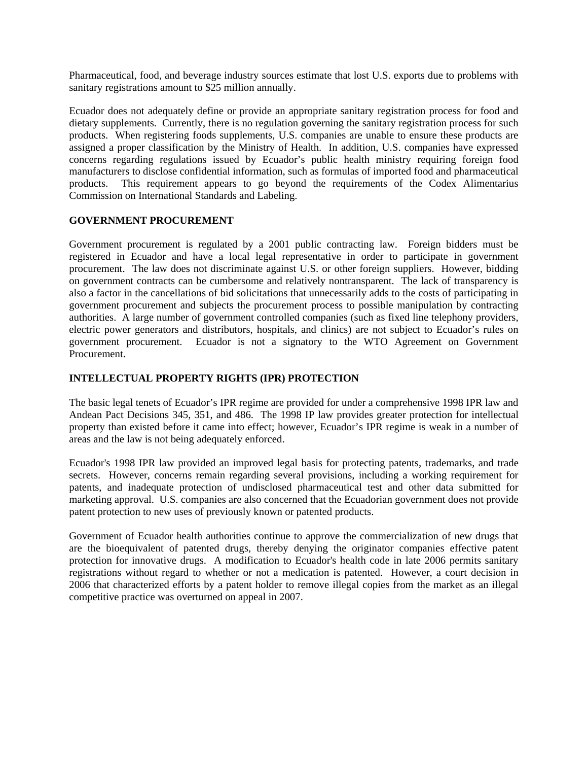Pharmaceutical, food, and beverage industry sources estimate that lost U.S. exports due to problems with sanitary registrations amount to $25 million annually.

Ecuador does not adequately define or provide an appropriate sanitary registration process for food and dietary supplements. Currently, there is no regulation governing the sanitary registration process for such products. When registering foods supplements, U.S. companies are unable to ensure these products are assigned a proper classification by the Ministry of Health. In addition, U.S. companies have expressed concerns regarding regulations issued by Ecuador's public health ministry requiring foreign food manufacturers to disclose confidential information, such as formulas of imported food and pharmaceutical products. This requirement appears to go beyond the requirements of the Codex Alimentarius Commission on International Standards and Labeling.

**GOVERNMENT PROCUREMENT**

Government procurement is regulated by a 2001 public contracting law. Foreign bidders must be registered in Ecuador and have a local legal representative in order to participate in government procurement. The law does not discriminate against U.S. or other foreign suppliers. However, bidding on government contracts can be cumbersome and relatively nontransparent. The lack of transparency is also a factor in the cancellations of bid solicitations that unnecessarily adds to the costs of participating in government procurement and subjects the procurement process to possible manipulation by contracting authorities. A large number of government controlled companies (such as fixed line telephony providers, electric power generators and distributors, hospitals, and clinics) are not subject to Ecuador's rules on government procurement. Ecuador is not a signatory to the WTO Agreement on Government Procurement.

**INTELLECTUAL PROPERTY RIGHTS (IPR) PROTECTION**

The basic legal tenets of Ecuador's IPR regime are provided for under a comprehensive 1998 IPR law and Andean Pact Decisions 345, 351, and 486. The 1998 IP law provides greater protection for intellectual property than existed before it came into effect; however, Ecuador's IPR regime is weak in a number of areas and the law is not being adequately enforced.

Ecuador's 1998 IPR law provided an improved legal basis for protecting patents, trademarks, and trade secrets. However, concerns remain regarding several provisions, including a working requirement for patents, and inadequate protection of undisclosed pharmaceutical test and other data submitted for marketing approval. U.S. companies are also concerned that the Ecuadorian government does not provide patent protection to new uses of previously known or patented products.

Government of Ecuador health authorities continue to approve the commercialization of new drugs that are the bioequivalent of patented drugs, thereby denying the originator companies effective patent protection for innovative drugs. A modification to Ecuador's health code in late 2006 permits sanitary registrations without regard to whether or not a medication is patented. However, a court decision in 2006 that characterized efforts by a patent holder to remove illegal copies from the market as an illegal competitive practice was overturned on appeal in 2007.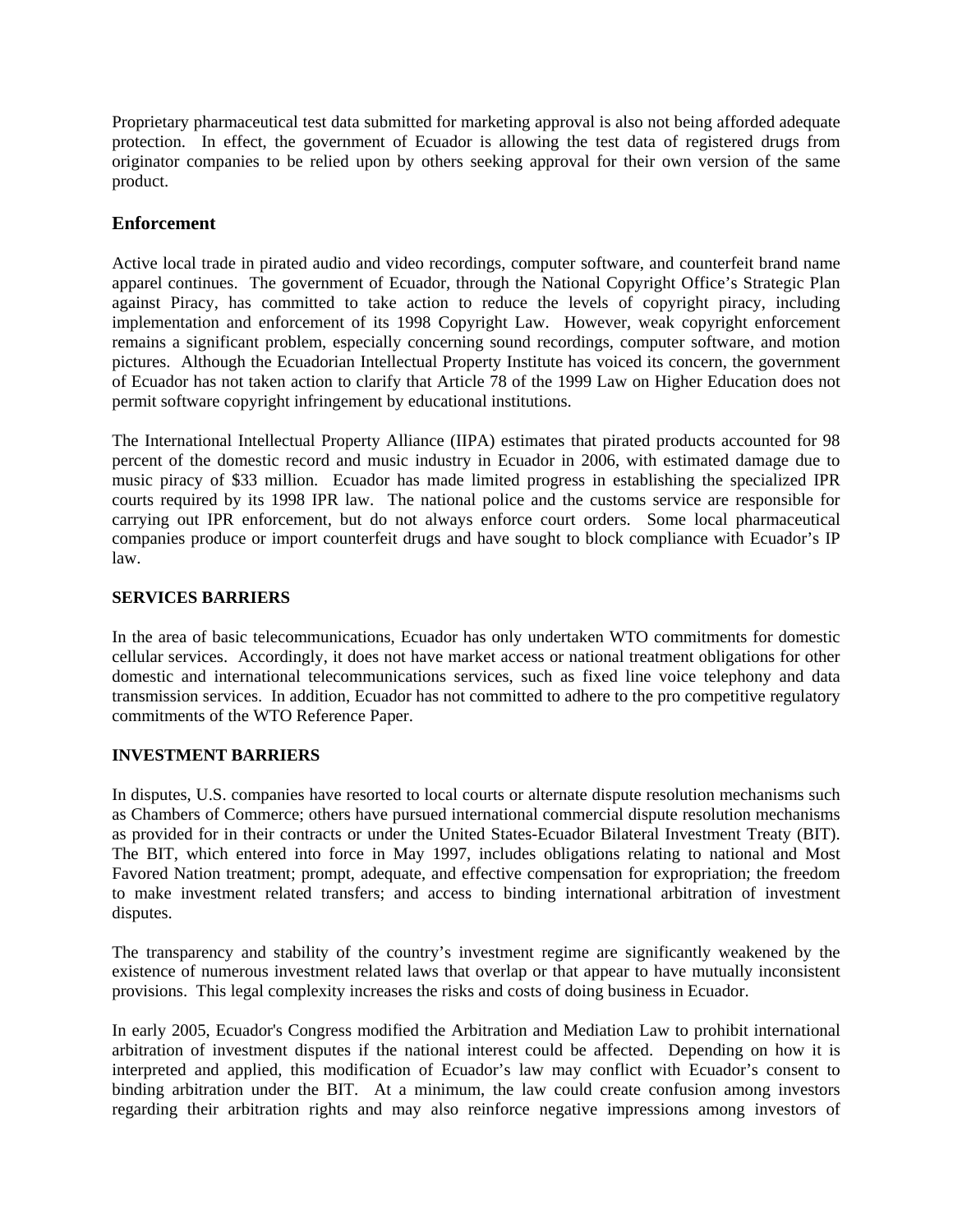Proprietary pharmaceutical test data submitted for marketing approval is also not being afforded adequate protection. In effect, the government of Ecuador is allowing the test data of registered drugs from originator companies to be relied upon by others seeking approval for their own version of the same product.

## Enforcement

Active local trade in pirated audio and video recordings, computer software, and counterfeit brand name apparel continues. The government of Ecuador, through the National Copyright Office's Strategic Plan against Piracy, has committed to take action to reduce the levels of copyright piracy, including implementation and enforcement of its 1998 Copyright Law. However, weak copyright enforcement remains a significant problem, especially concerning sound recordings, computer software, and motion pictures. Although the Ecuadorian Intellectual Property Institute has voiced its concern, the government of Ecuador has not taken action to clarify that Article 78 of the 1999 Law on Higher Education does not permit software copyright infringement by educational institutions.

The International Intellectual Property Alliance (IIPA) estimates that pirated products accounted for 98 percent of the domestic record and music industry in Ecuador in 2006, with estimated damage due to music piracy of $33 million. Ecuador has made limited progress in establishing the specialized IPR courts required by its 1998 IPR law. The national police and the customs service are responsible for carrying out IPR enforcement, but do not always enforce court orders. Some local pharmaceutical companies produce or import counterfeit drugs and have sought to block compliance with Ecuador's IP law.

### SERVICES BARRIERS

In the area of basic telecommunications, Ecuador has only undertaken WTO commitments for domestic cellular services. Accordingly, it does not have market access or national treatment obligations for other domestic and international telecommunications services, such as fixed line voice telephony and data transmission services. In addition, Ecuador has not committed to adhere to the pro competitive regulatory commitments of the WTO Reference Paper.

### INVESTMENT BARRIERS

In disputes, U.S. companies have resorted to local courts or alternate dispute resolution mechanisms such as Chambers of Commerce; others have pursued international commercial dispute resolution mechanisms as provided for in their contracts or under the United States-Ecuador Bilateral Investment Treaty (BIT). The BIT, which entered into force in May 1997, includes obligations relating to national and Most Favored Nation treatment; prompt, adequate, and effective compensation for expropriation; the freedom to make investment related transfers; and access to binding international arbitration of investment disputes.

The transparency and stability of the country's investment regime are significantly weakened by the existence of numerous investment related laws that overlap or that appear to have mutually inconsistent provisions. This legal complexity increases the risks and costs of doing business in Ecuador.

In early 2005, Ecuador's Congress modified the Arbitration and Mediation Law to prohibit international arbitration of investment disputes if the national interest could be affected. Depending on how it is interpreted and applied, this modification of Ecuador's law may conflict with Ecuador's consent to binding arbitration under the BIT. At a minimum, the law could create confusion among investors regarding their arbitration rights and may also reinforce negative impressions among investors of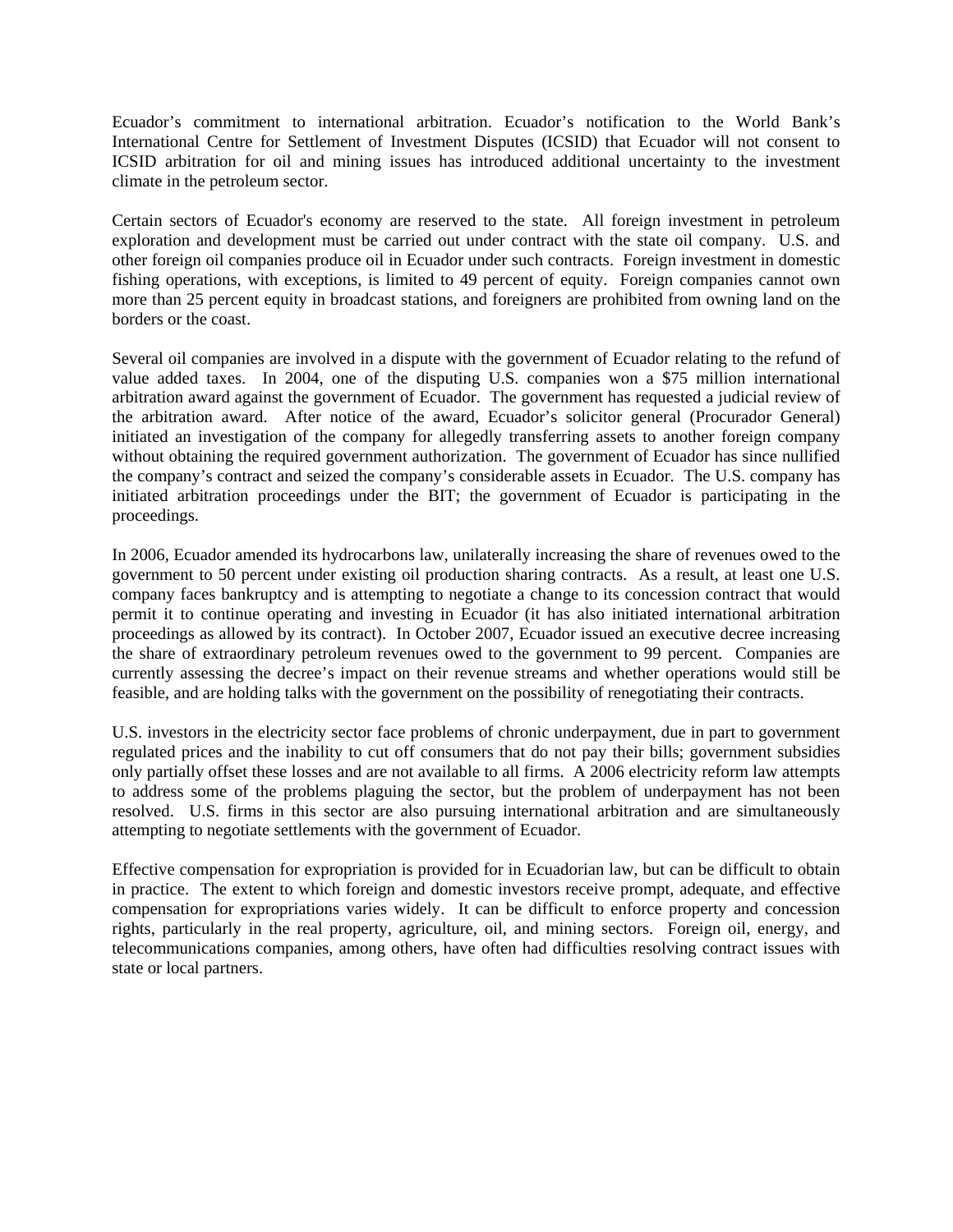Ecuador's commitment to international arbitration. Ecuador's notification to the World Bank's International Centre for Settlement of Investment Disputes (ICSID) that Ecuador will not consent to ICSID arbitration for oil and mining issues has introduced additional uncertainty to the investment climate in the petroleum sector.

Certain sectors of Ecuador's economy are reserved to the state. All foreign investment in petroleum exploration and development must be carried out under contract with the state oil company. U.S. and other foreign oil companies produce oil in Ecuador under such contracts. Foreign investment in domestic fishing operations, with exceptions, is limited to 49 percent of equity. Foreign companies cannot own more than 25 percent equity in broadcast stations, and foreigners are prohibited from owning land on the borders or the coast.

Several oil companies are involved in a dispute with the government of Ecuador relating to the refund of value added taxes. In 2004, one of the disputing U.S. companies won a $75 million international arbitration award against the government of Ecuador. The government has requested a judicial review of the arbitration award. After notice of the award, Ecuador's solicitor general (Procurador General) initiated an investigation of the company for allegedly transferring assets to another foreign company without obtaining the required government authorization. The government of Ecuador has since nullified the company's contract and seized the company's considerable assets in Ecuador. The U.S. company has initiated arbitration proceedings under the BIT; the government of Ecuador is participating in the proceedings.

In 2006, Ecuador amended its hydrocarbons law, unilaterally increasing the share of revenues owed to the government to 50 percent under existing oil production sharing contracts. As a result, at least one U.S. company faces bankruptcy and is attempting to negotiate a change to its concession contract that would permit it to continue operating and investing in Ecuador (it has also initiated international arbitration proceedings as allowed by its contract). In October 2007, Ecuador issued an executive decree increasing the share of extraordinary petroleum revenues owed to the government to 99 percent. Companies are currently assessing the decree's impact on their revenue streams and whether operations would still be feasible, and are holding talks with the government on the possibility of renegotiating their contracts.

U.S. investors in the electricity sector face problems of chronic underpayment, due in part to government regulated prices and the inability to cut off consumers that do not pay their bills; government subsidies only partially offset these losses and are not available to all firms. A 2006 electricity reform law attempts to address some of the problems plaguing the sector, but the problem of underpayment has not been resolved. U.S. firms in this sector are also pursuing international arbitration and are simultaneously attempting to negotiate settlements with the government of Ecuador.

Effective compensation for expropriation is provided for in Ecuadorian law, but can be difficult to obtain in practice. The extent to which foreign and domestic investors receive prompt, adequate, and effective compensation for expropriations varies widely. It can be difficult to enforce property and concession rights, particularly in the real property, agriculture, oil, and mining sectors. Foreign oil, energy, and telecommunications companies, among others, have often had difficulties resolving contract issues with state or local partners.